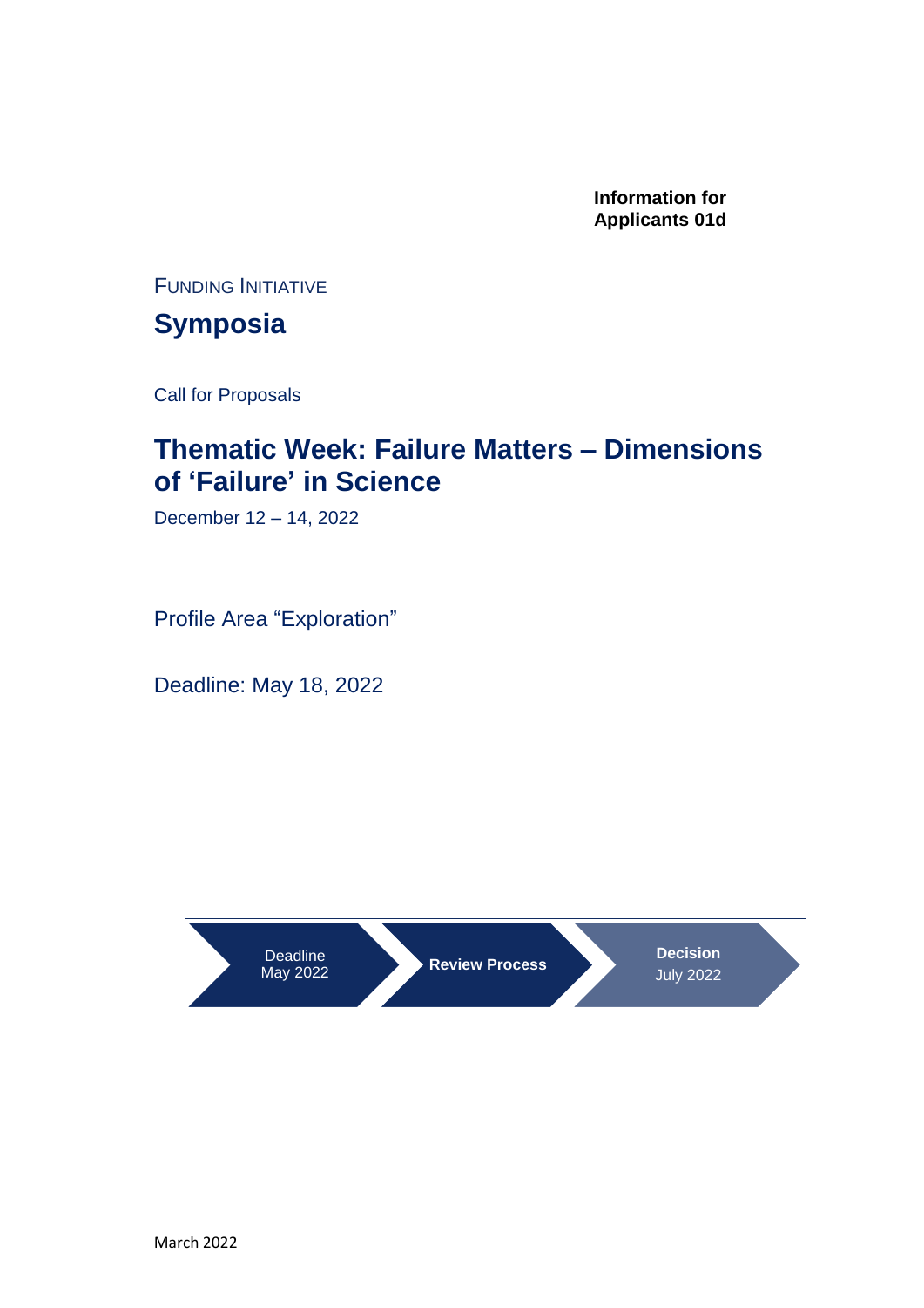**Information for Applicants 01d**

Funding Initiative

# Symposia

Call for Proposals

## Thematic Week: Failure Matters – Dimensions of 'Failure' in Science

December 12 – 14, 2022

Profile Area "Exploration"

Deadline: May 18, 2022

Deadline May 2022 → **Review Process** → **Decision** July 2022

March 2022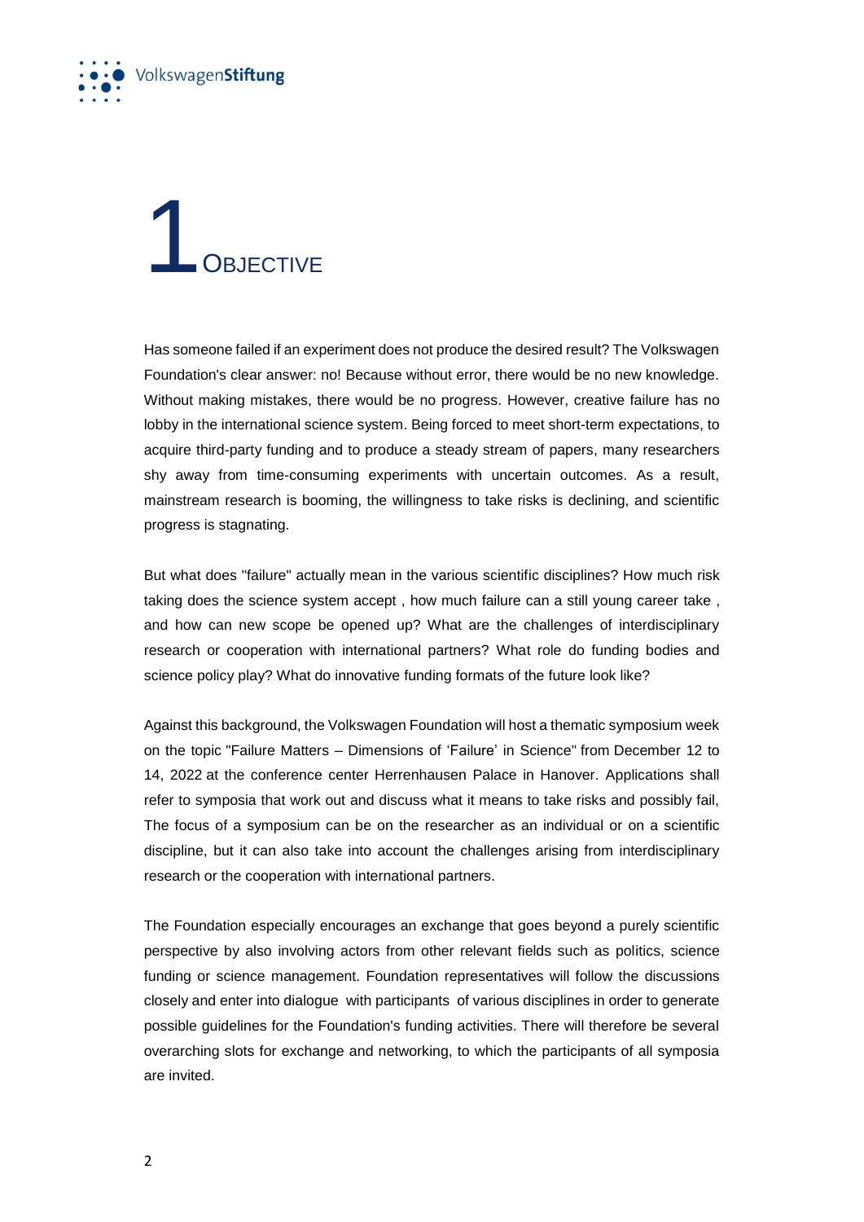# 1 Objective

Has someone failed if an experiment does not produce the desired result? The Volkswagen Foundation's clear answer: no! Because without error, there would be no new knowledge. Without making mistakes, there would be no progress. However, creative failure has no lobby in the international science system. Being forced to meet short-term expectations, to acquire third-party funding and to produce a steady stream of papers, many researchers shy away from time-consuming experiments with uncertain outcomes. As a result, mainstream research is booming, the willingness to take risks is declining, and scientific progress is stagnating.

But what does "failure" actually mean in the various scientific disciplines? How much risk taking does the science system accept , how much failure can a still young career take , and how can new scope be opened up? What are the challenges of interdisciplinary research or cooperation with international partners? What role do funding bodies and science policy play? What do innovative funding formats of the future look like?

Against this background, the Volkswagen Foundation will host a thematic symposium week on the topic "Failure Matters – Dimensions of 'Failure' in Science" from December 12 to 14, 2022 at the conference center Herrenhausen Palace in Hanover. Applications shall refer to symposia that work out and discuss what it means to take risks and possibly fail, The focus of a symposium can be on the researcher as an individual or on a scientific discipline, but it can also take into account the challenges arising from interdisciplinary research or the cooperation with international partners.

The Foundation especially encourages an exchange that goes beyond a purely scientific perspective by also involving actors from other relevant fields such as politics, science funding or science management. Foundation representatives will follow the discussions closely and enter into dialogue with participants of various disciplines in order to generate possible guidelines for the Foundation's funding activities. There will therefore be several overarching slots for exchange and networking, to which the participants of all symposia are invited.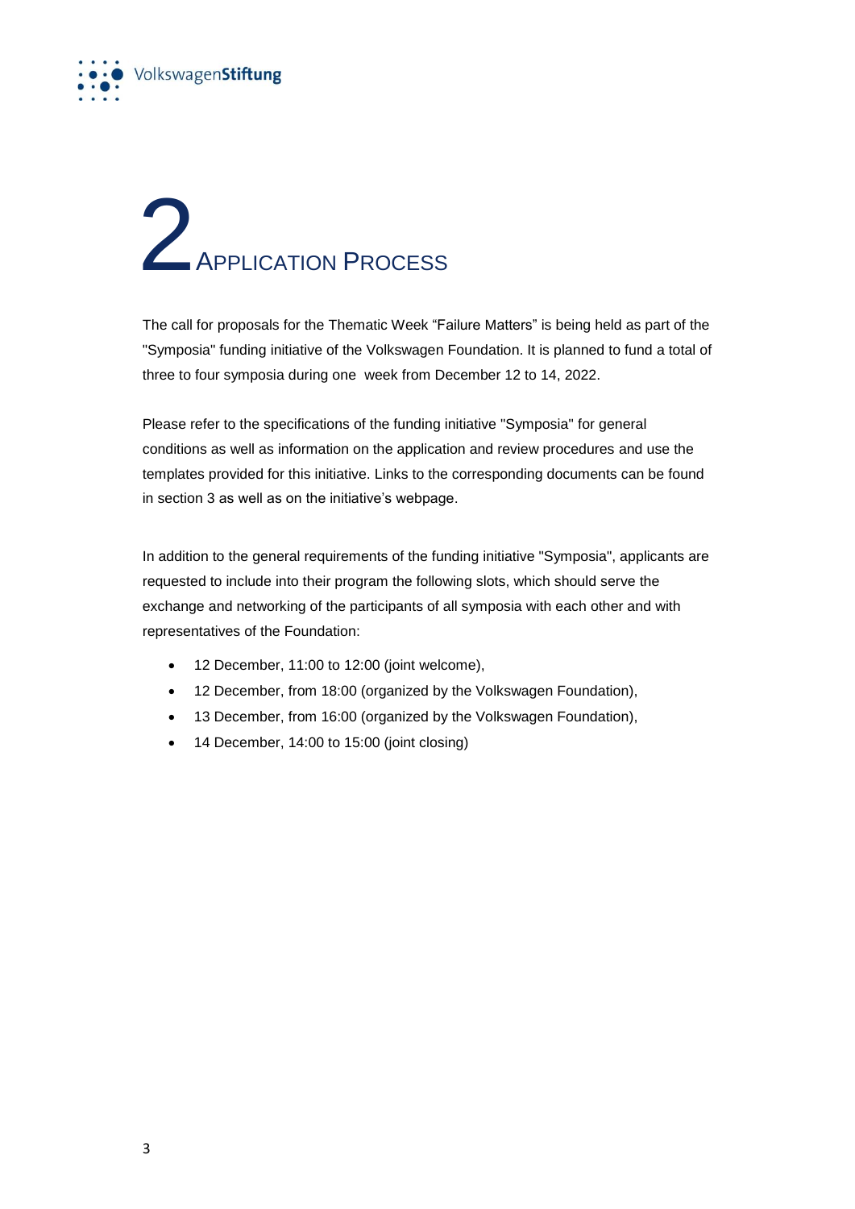# 2 Application Process

The call for proposals for the Thematic Week "Failure Matters" is being held as part of the "Symposia" funding initiative of the Volkswagen Foundation. It is planned to fund a total of three to four symposia during one week from December 12 to 14, 2022.

Please refer to the specifications of the funding initiative "Symposia" for general conditions as well as information on the application and review procedures and use the templates provided for this initiative. Links to the corresponding documents can be found in section 3 as well as on the initiative's webpage.

In addition to the general requirements of the funding initiative "Symposia", applicants are requested to include into their program the following slots, which should serve the exchange and networking of the participants of all symposia with each other and with representatives of the Foundation:

- 12 December, 11:00 to 12:00 (joint welcome),
- 12 December, from 18:00 (organized by the Volkswagen Foundation),
- 13 December, from 16:00 (organized by the Volkswagen Foundation),
- 14 December, 14:00 to 15:00 (joint closing)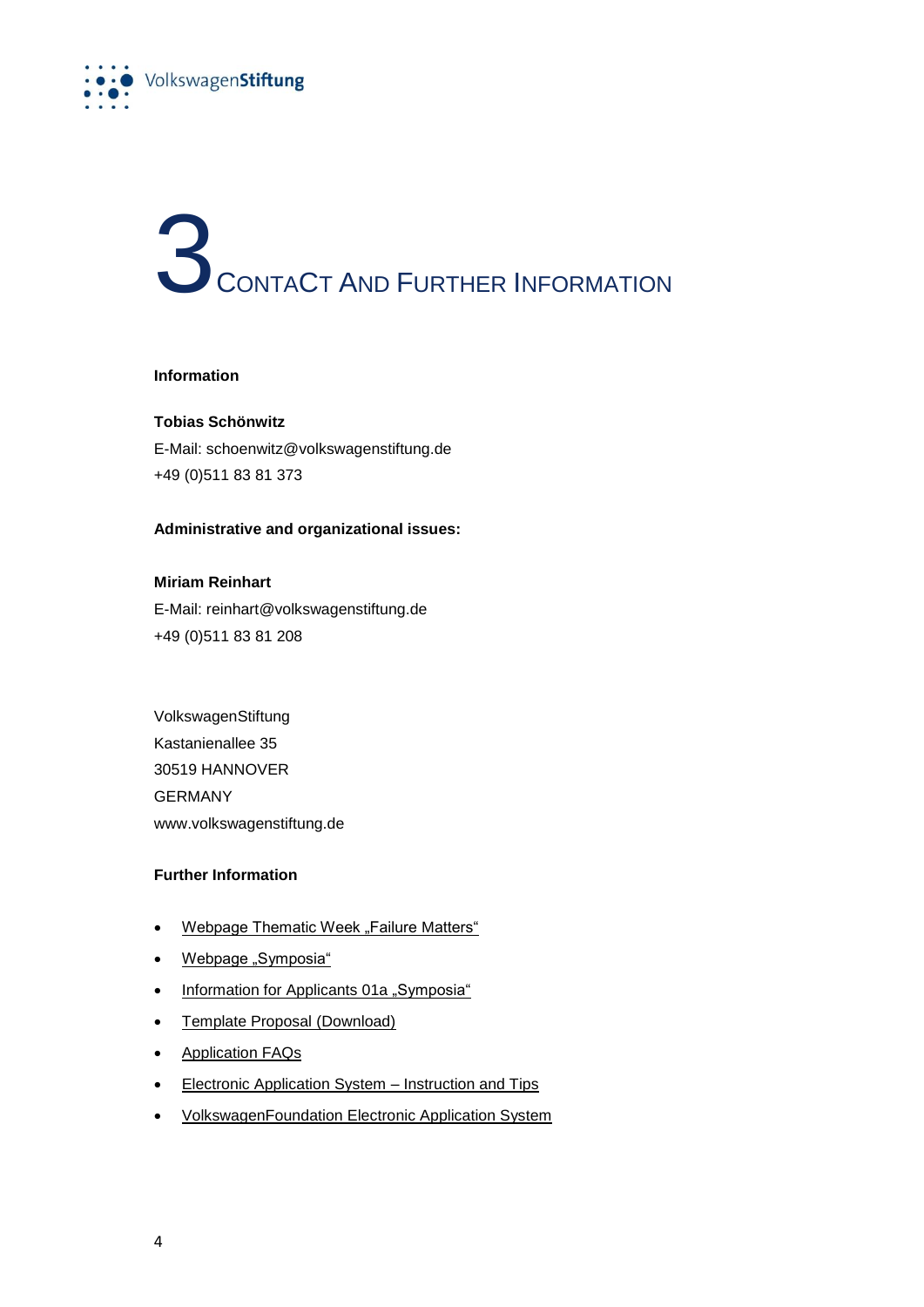# 3 Contact and Further Information

**Information**

**Tobias Schönwitz**
E-Mail: schoenwitz@volkswagenstiftung.de
+49 (0)511 83 81 373

**Administrative and organizational issues:**

**Miriam Reinhart**
E-Mail: reinhart@volkswagenstiftung.de
+49 (0)511 83 81 208

VolkswagenStiftung
Kastanienallee 35
30519 HANNOVER
GERMANY
www.volkswagenstiftung.de

**Further Information**

- Webpage Thematic Week „Failure Matters“
- Webpage „Symposia“
- Information for Applicants 01a „Symposia“
- Template Proposal (Download)
- Application FAQs
- Electronic Application System – Instruction and Tips
- VolkswagenFoundation Electronic Application System